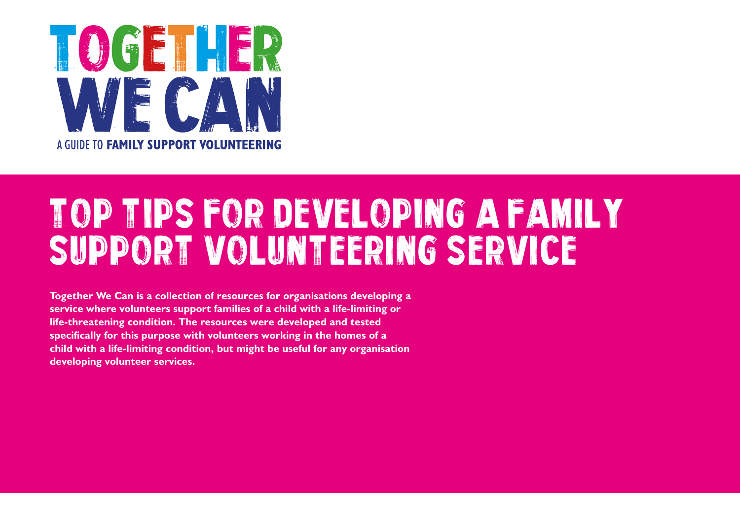# TOGETHER WE CAN

A GUIDE TO **FAMILY SUPPORT VOLUNTEERING**

# TOP TIPS FOR DEVELOPING A FAMILY SUPPORT VOLUNTEERING SERVICE

**Together We Can is a collection of resources for organisations developing a service where volunteers support families of a child with a life-limiting or life-threatening condition. The resources were developed and tested specifically for this purpose with volunteers working in the homes of a child with a life-limiting condition, but might be useful for any organisation developing volunteer services.**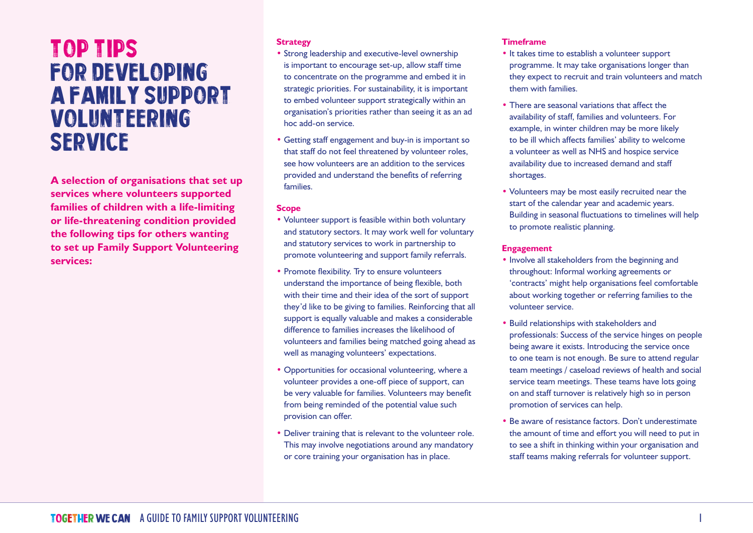# TOP TIPS FOR DEVELOPING A FAMILY SUPPORT VOLUNTEERING SERVICE

**A selection of organisations that set up services where volunteers supported families of children with a life-limiting or life-threatening condition provided the following tips for others wanting to set up Family Support Volunteering services:**

**Strategy**

- Strong leadership and executive-level ownership is important to encourage set-up, allow staff time to concentrate on the programme and embed it in strategic priorities. For sustainability, it is important to embed volunteer support strategically within an organisation's priorities rather than seeing it as an ad hoc add-on service.
- Getting staff engagement and buy-in is important so that staff do not feel threatened by volunteer roles, see how volunteers are an addition to the services provided and understand the benefits of referring families.

**Scope**

- Volunteer support is feasible within both voluntary and statutory sectors. It may work well for voluntary and statutory services to work in partnership to promote volunteering and support family referrals.
- Promote flexibility. Try to ensure volunteers understand the importance of being flexible, both with their time and their idea of the sort of support they'd like to be giving to families. Reinforcing that all support is equally valuable and makes a considerable difference to families increases the likelihood of volunteers and families being matched going ahead as well as managing volunteers' expectations.
- Opportunities for occasional volunteering, where a volunteer provides a one-off piece of support, can be very valuable for families. Volunteers may benefit from being reminded of the potential value such provision can offer.
- Deliver training that is relevant to the volunteer role. This may involve negotiations around any mandatory or core training your organisation has in place.

**Timeframe**

- It takes time to establish a volunteer support programme. It may take organisations longer than they expect to recruit and train volunteers and match them with families.
- There are seasonal variations that affect the availability of staff, families and volunteers. For example, in winter children may be more likely to be ill which affects families' ability to welcome a volunteer as well as NHS and hospice service availability due to increased demand and staff shortages.
- Volunteers may be most easily recruited near the start of the calendar year and academic years. Building in seasonal fluctuations to timelines will help to promote realistic planning.

**Engagement**

- Involve all stakeholders from the beginning and throughout: Informal working agreements or 'contracts' might help organisations feel comfortable about working together or referring families to the volunteer service.
- Build relationships with stakeholders and professionals: Success of the service hinges on people being aware it exists. Introducing the service once to one team is not enough. Be sure to attend regular team meetings / caseload reviews of health and social service team meetings. These teams have lots going on and staff turnover is relatively high so in person promotion of services can help.
- Be aware of resistance factors. Don't underestimate the amount of time and effort you will need to put in to see a shift in thinking within your organisation and staff teams making referrals for volunteer support.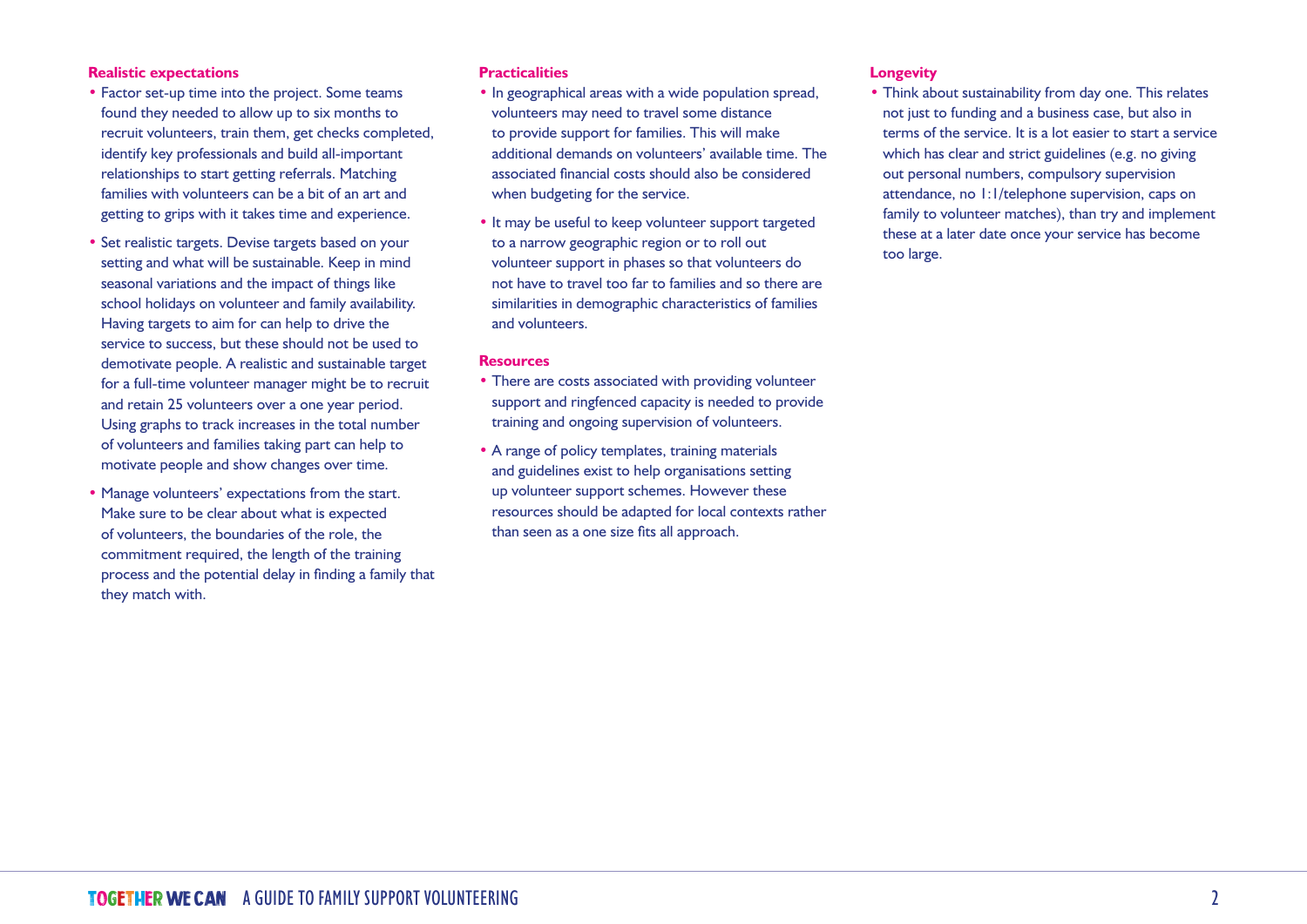### Realistic expectations

- Factor set-up time into the project. Some teams found they needed to allow up to six months to recruit volunteers, train them, get checks completed, identify key professionals and build all-important relationships to start getting referrals. Matching families with volunteers can be a bit of an art and getting to grips with it takes time and experience.
- Set realistic targets. Devise targets based on your setting and what will be sustainable. Keep in mind seasonal variations and the impact of things like school holidays on volunteer and family availability. Having targets to aim for can help to drive the service to success, but these should not be used to demotivate people. A realistic and sustainable target for a full-time volunteer manager might be to recruit and retain 25 volunteers over a one year period. Using graphs to track increases in the total number of volunteers and families taking part can help to motivate people and show changes over time.
- Manage volunteers' expectations from the start. Make sure to be clear about what is expected of volunteers, the boundaries of the role, the commitment required, the length of the training process and the potential delay in finding a family that they match with.

### Practicalities

- In geographical areas with a wide population spread, volunteers may need to travel some distance to provide support for families. This will make additional demands on volunteers' available time. The associated financial costs should also be considered when budgeting for the service.
- It may be useful to keep volunteer support targeted to a narrow geographic region or to roll out volunteer support in phases so that volunteers do not have to travel too far to families and so there are similarities in demographic characteristics of families and volunteers.

### Resources

- There are costs associated with providing volunteer support and ringfenced capacity is needed to provide training and ongoing supervision of volunteers.
- A range of policy templates, training materials and guidelines exist to help organisations setting up volunteer support schemes. However these resources should be adapted for local contexts rather than seen as a one size fits all approach.

### Longevity

- Think about sustainability from day one. This relates not just to funding and a business case, but also in terms of the service. It is a lot easier to start a service which has clear and strict guidelines (e.g. no giving out personal numbers, compulsory supervision attendance, no 1:1/telephone supervision, caps on family to volunteer matches), than try and implement these at a later date once your service has become too large.